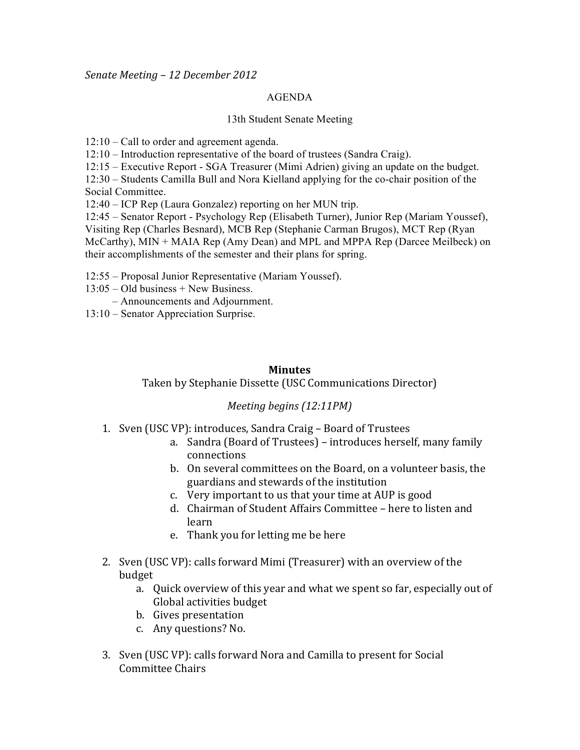*Senate Meeting – 12 December 2012*

AGENDA

13th Student Senate Meeting

12:10 – Call to order and agreement agenda.
12:10 – Introduction representative of the board of trustees (Sandra Craig).
12:15 – Executive Report - SGA Treasurer (Mimi Adrien) giving an update on the budget.
12:30 – Students Camilla Bull and Nora Kielland applying for the co-chair position of the Social Committee.
12:40 – ICP Rep (Laura Gonzalez) reporting on her MUN trip.
12:45 – Senator Report - Psychology Rep (Elisabeth Turner), Junior Rep (Mariam Youssef), Visiting Rep (Charles Besnard), MCB Rep (Stephanie Carman Brugos), MCT Rep (Ryan McCarthy), MIN + MAIA Rep (Amy Dean) and MPL and MPPA Rep (Darcee Meilbeck) on their accomplishments of the semester and their plans for spring.

12:55 – Proposal Junior Representative (Mariam Youssef).
13:05 – Old business + New Business.
– Announcements and Adjournment.
13:10 – Senator Appreciation Surprise.

**Minutes**

Taken by Stephanie Dissette (USC Communications Director)

*Meeting begins (12:11PM)*

1. Sven (USC VP): introduces, Sandra Craig – Board of Trustees
    a. Sandra (Board of Trustees) – introduces herself, many family connections
    b. On several committees on the Board, on a volunteer basis, the guardians and stewards of the institution
    c. Very important to us that your time at AUP is good
    d. Chairman of Student Affairs Committee – here to listen and learn
    e. Thank you for letting me be here

2. Sven (USC VP): calls forward Mimi (Treasurer) with an overview of the budget
    a. Quick overview of this year and what we spent so far, especially out of Global activities budget
    b. Gives presentation
    c. Any questions? No.

3. Sven (USC VP): calls forward Nora and Camilla to present for Social Committee Chairs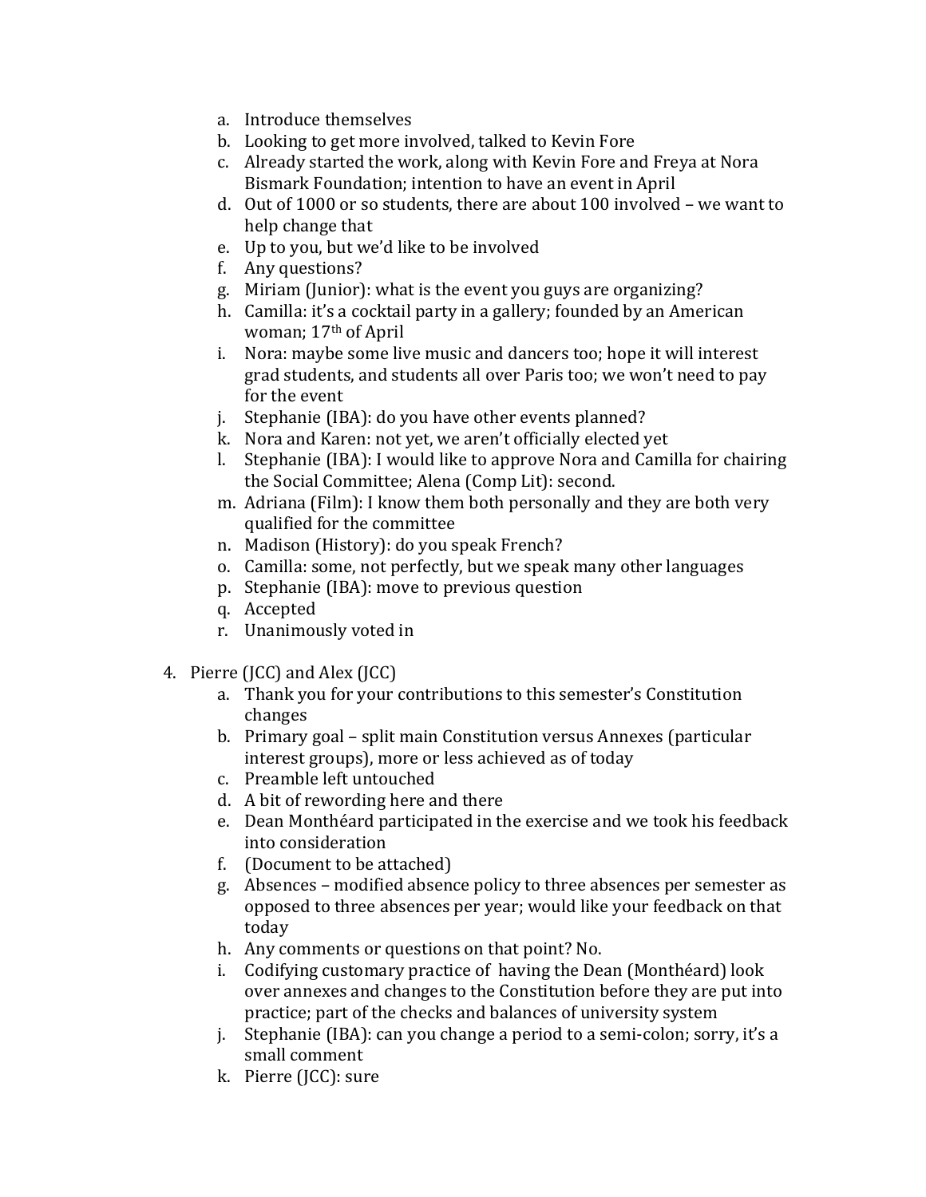a. Introduce themselves
   b. Looking to get more involved, talked to Kevin Fore
   c. Already started the work, along with Kevin Fore and Freya at Nora Bismark Foundation; intention to have an event in April
   d. Out of 1000 or so students, there are about 100 involved – we want to help change that
   e. Up to you, but we'd like to be involved
   f. Any questions?
   g. Miriam (Junior): what is the event you guys are organizing?
   h. Camilla: it's a cocktail party in a gallery; founded by an American woman; 17th of April
   i. Nora: maybe some live music and dancers too; hope it will interest grad students, and students all over Paris too; we won't need to pay for the event
   j. Stephanie (IBA): do you have other events planned?
   k. Nora and Karen: not yet, we aren't officially elected yet
   l. Stephanie (IBA): I would like to approve Nora and Camilla for chairing the Social Committee; Alena (Comp Lit): second.
   m. Adriana (Film): I know them both personally and they are both very qualified for the committee
   n. Madison (History): do you speak French?
   o. Camilla: some, not perfectly, but we speak many other languages
   p. Stephanie (IBA): move to previous question
   q. Accepted
   r. Unanimously voted in

4. Pierre (JCC) and Alex (JCC)
   a. Thank you for your contributions to this semester's Constitution changes
   b. Primary goal – split main Constitution versus Annexes (particular interest groups), more or less achieved as of today
   c. Preamble left untouched
   d. A bit of rewording here and there
   e. Dean Monthéard participated in the exercise and we took his feedback into consideration
   f. (Document to be attached)
   g. Absences – modified absence policy to three absences per semester as opposed to three absences per year; would like your feedback on that today
   h. Any comments or questions on that point? No.
   i. Codifying customary practice of having the Dean (Monthéard) look over annexes and changes to the Constitution before they are put into practice; part of the checks and balances of university system
   j. Stephanie (IBA): can you change a period to a semi-colon; sorry, it's a small comment
   k. Pierre (JCC): sure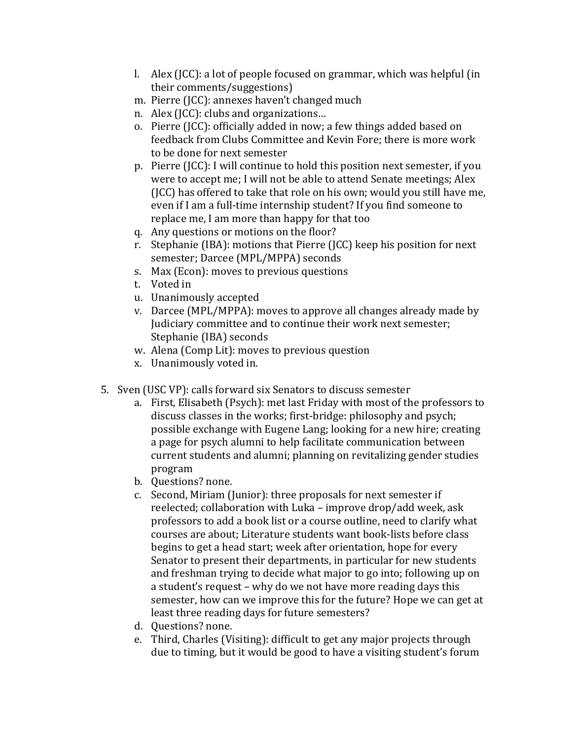l. Alex (JCC): a lot of people focused on grammar, which was helpful (in their comments/suggestions)
m. Pierre (JCC): annexes haven't changed much
n. Alex (JCC): clubs and organizations…
o. Pierre (JCC): officially added in now; a few things added based on feedback from Clubs Committee and Kevin Fore; there is more work to be done for next semester
p. Pierre (JCC): I will continue to hold this position next semester, if you were to accept me; I will not be able to attend Senate meetings; Alex (JCC) has offered to take that role on his own; would you still have me, even if I am a full-time internship student? If you find someone to replace me, I am more than happy for that too
q. Any questions or motions on the floor?
r. Stephanie (IBA): motions that Pierre (JCC) keep his position for next semester; Darcee (MPL/MPPA) seconds
s. Max (Econ): moves to previous questions
t. Voted in
u. Unanimously accepted
v. Darcee (MPL/MPPA): moves to approve all changes already made by Judiciary committee and to continue their work next semester; Stephanie (IBA) seconds
w. Alena (Comp Lit): moves to previous question
x. Unanimously voted in.

5. Sven (USC VP): calls forward six Senators to discuss semester
   a. First, Elisabeth (Psych): met last Friday with most of the professors to discuss classes in the works; first-bridge: philosophy and psych; possible exchange with Eugene Lang; looking for a new hire; creating a page for psych alumni to help facilitate communication between current students and alumni; planning on revitalizing gender studies program
   b. Questions? none.
   c. Second, Miriam (Junior): three proposals for next semester if reelected; collaboration with Luka – improve drop/add week, ask professors to add a book list or a course outline, need to clarify what courses are about; Literature students want book-lists before class begins to get a head start; week after orientation, hope for every Senator to present their departments, in particular for new students and freshman trying to decide what major to go into; following up on a student's request – why do we not have more reading days this semester, how can we improve this for the future? Hope we can get at least three reading days for future semesters?
   d. Questions? none.
   e. Third, Charles (Visiting): difficult to get any major projects through due to timing, but it would be good to have a visiting student's forum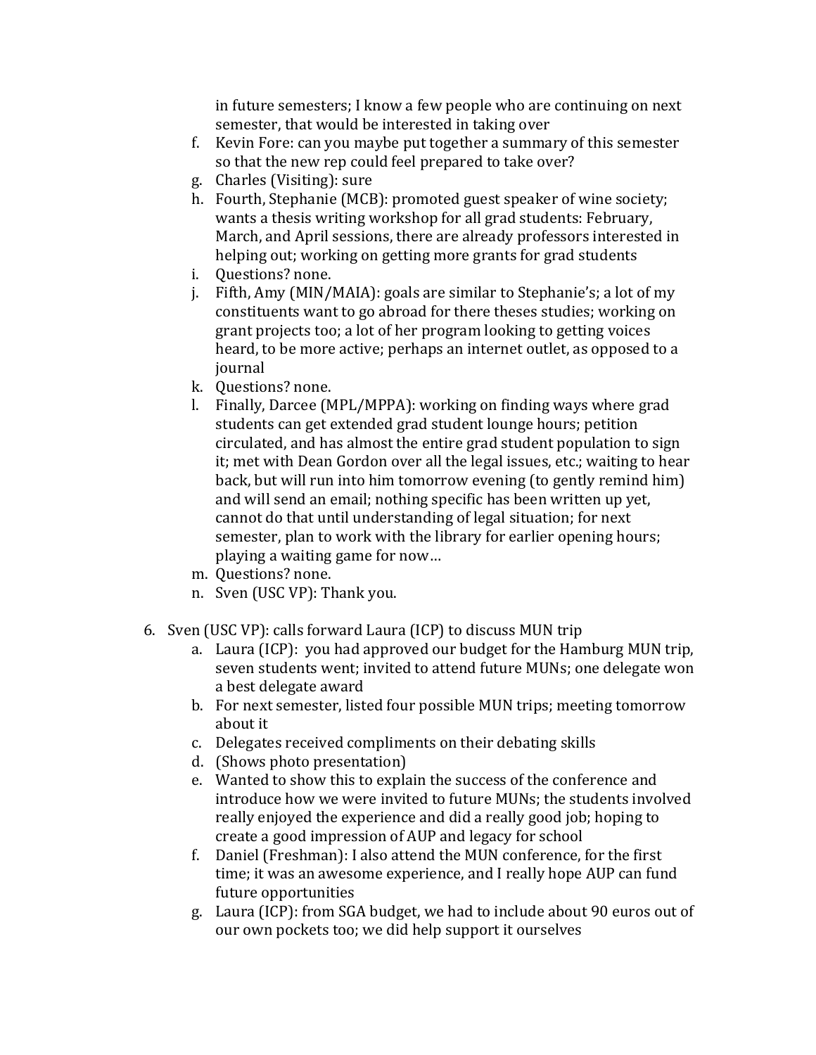in future semesters; I know a few people who are continuing on next semester, that would be interested in taking over

f. Kevin Fore: can you maybe put together a summary of this semester so that the new rep could feel prepared to take over?
g. Charles (Visiting): sure
h. Fourth, Stephanie (MCB): promoted guest speaker of wine society; wants a thesis writing workshop for all grad students: February, March, and April sessions, there are already professors interested in helping out; working on getting more grants for grad students
i. Questions? none.
j. Fifth, Amy (MIN/MAIA): goals are similar to Stephanie's; a lot of my constituents want to go abroad for there theses studies; working on grant projects too; a lot of her program looking to getting voices heard, to be more active; perhaps an internet outlet, as opposed to a journal
k. Questions? none.
l. Finally, Darcee (MPL/MPPA): working on finding ways where grad students can get extended grad student lounge hours; petition circulated, and has almost the entire grad student population to sign it; met with Dean Gordon over all the legal issues, etc.; waiting to hear back, but will run into him tomorrow evening (to gently remind him) and will send an email; nothing specific has been written up yet, cannot do that until understanding of legal situation; for next semester, plan to work with the library for earlier opening hours; playing a waiting game for now…
m. Questions? none.
n. Sven (USC VP): Thank you.

6. Sven (USC VP): calls forward Laura (ICP) to discuss MUN trip
   a. Laura (ICP): you had approved our budget for the Hamburg MUN trip, seven students went; invited to attend future MUNs; one delegate won a best delegate award
   b. For next semester, listed four possible MUN trips; meeting tomorrow about it
   c. Delegates received compliments on their debating skills
   d. (Shows photo presentation)
   e. Wanted to show this to explain the success of the conference and introduce how we were invited to future MUNs; the students involved really enjoyed the experience and did a really good job; hoping to create a good impression of AUP and legacy for school
   f. Daniel (Freshman): I also attend the MUN conference, for the first time; it was an awesome experience, and I really hope AUP can fund future opportunities
   g. Laura (ICP): from SGA budget, we had to include about 90 euros out of our own pockets too; we did help support it ourselves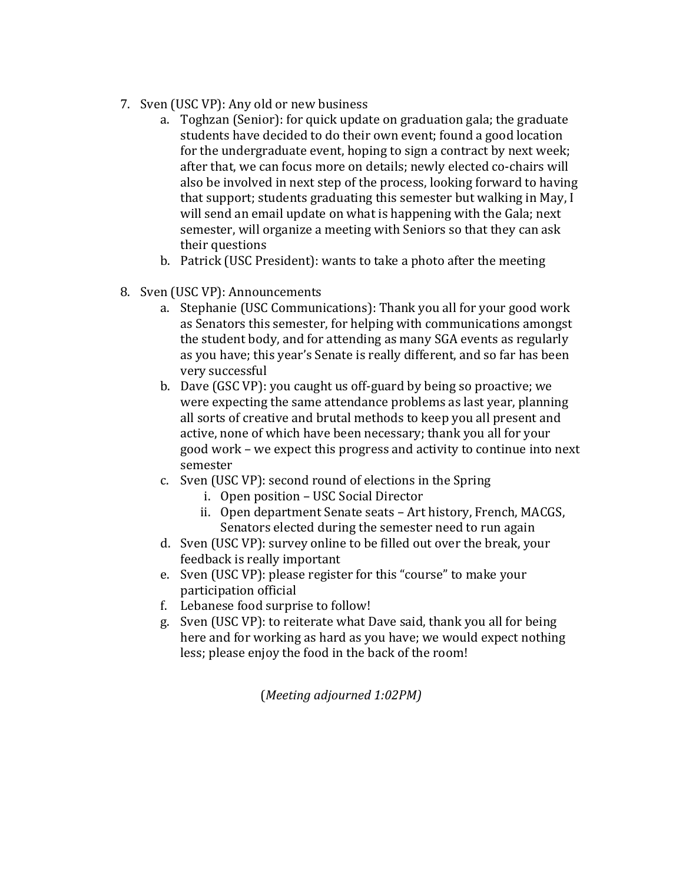7. Sven (USC VP): Any old or new business
    a. Toghzan (Senior): for quick update on graduation gala; the graduate students have decided to do their own event; found a good location for the undergraduate event, hoping to sign a contract by next week; after that, we can focus more on details; newly elected co-chairs will also be involved in next step of the process, looking forward to having that support; students graduating this semester but walking in May, I will send an email update on what is happening with the Gala; next semester, will organize a meeting with Seniors so that they can ask their questions
    b. Patrick (USC President): wants to take a photo after the meeting

8. Sven (USC VP): Announcements
    a. Stephanie (USC Communications): Thank you all for your good work as Senators this semester, for helping with communications amongst the student body, and for attending as many SGA events as regularly as you have; this year's Senate is really different, and so far has been very successful
    b. Dave (GSC VP): you caught us off-guard by being so proactive; we were expecting the same attendance problems as last year, planning all sorts of creative and brutal methods to keep you all present and active, none of which have been necessary; thank you all for your good work – we expect this progress and activity to continue into next semester
    c. Sven (USC VP): second round of elections in the Spring
        i. Open position – USC Social Director
        ii. Open department Senate seats – Art history, French, MACGS, Senators elected during the semester need to run again
    d. Sven (USC VP): survey online to be filled out over the break, your feedback is really important
    e. Sven (USC VP): please register for this "course" to make your participation official
    f. Lebanese food surprise to follow!
    g. Sven (USC VP): to reiterate what Dave said, thank you all for being here and for working as hard as you have; we would expect nothing less; please enjoy the food in the back of the room!

(*Meeting adjourned 1:02PM)*